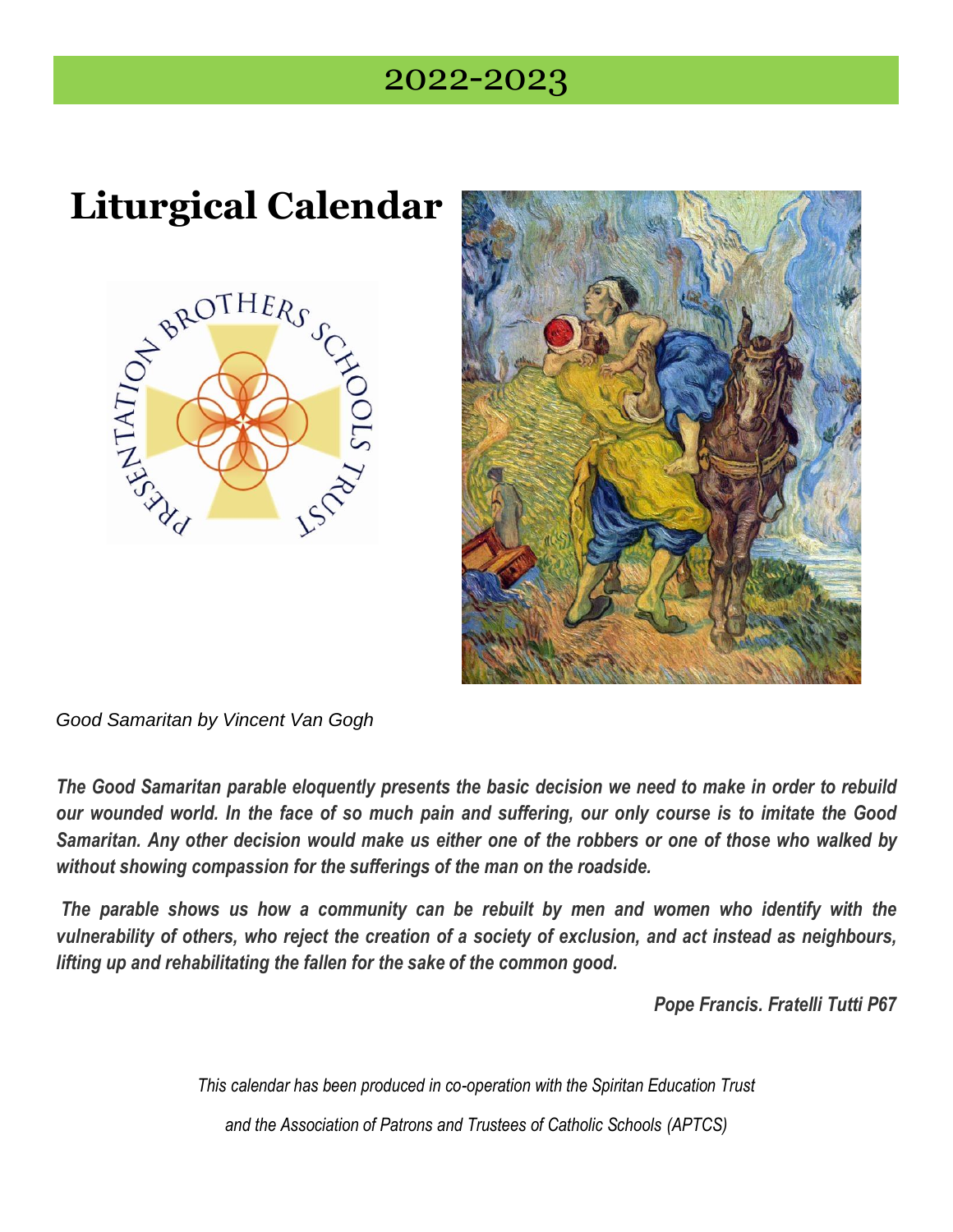# 2022-2023

# Liturgical Calendar

*Good Samaritan by Vincent Van Gogh*

***The Good Samaritan parable eloquently presents the basic decision we need to make in order to rebuild our wounded world. In the face of so much pain and suffering, our only course is to imitate the Good Samaritan. Any other decision would make us either one of the robbers or one of those who walked by without showing compassion for the sufferings of the man on the roadside.***

***The parable shows us how a community can be rebuilt by men and women who identify with the vulnerability of others, who reject the creation of a society of exclusion, and act instead as neighbours, lifting up and rehabilitating the fallen for the sake of the common good.***

***Pope Francis. Fratelli Tutti P67***

*This calendar has been produced in co-operation with the Spiritan Education Trust*

*and the Association of Patrons and Trustees of Catholic Schools (APTCS)*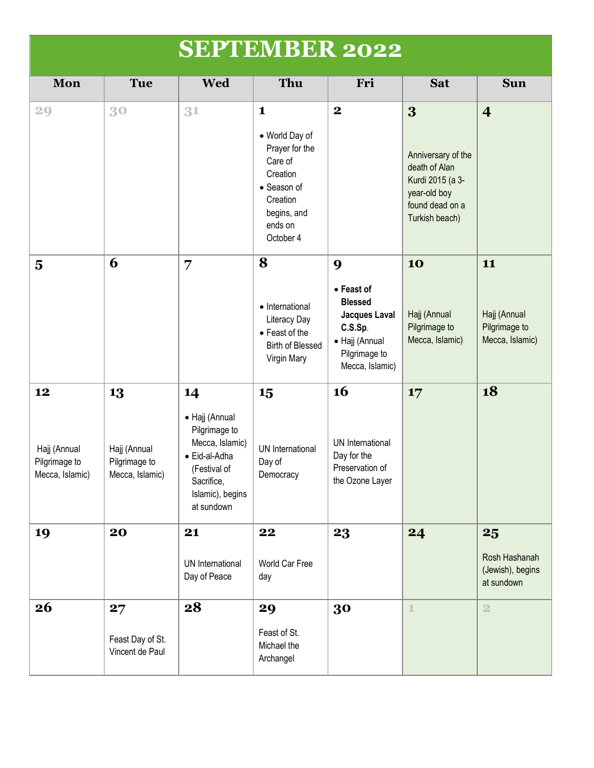# SEPTEMBER 2022

| Mon | Tue | Wed | Thu | Fri | Sat | Sun |
|---|---|---|---|---|---|---|
| 29 | 30 | 31 | 1<br>• World Day of Prayer for the Care of Creation<br>• Season of Creation begins, and ends on October 4 | 2 | 3<br>Anniversary of the death of Alan Kurdi 2015 (a 3-year-old boy found dead on a Turkish beach) | 4 |
| 5 | 6 | 7 | 8<br>• International Literacy Day<br>• Feast of the Birth of Blessed Virgin Mary | 9<br>• **Feast of Blessed Jacques Laval C.S.Sp.**<br>• Hajj (Annual Pilgrimage to Mecca, Islamic) | 10<br>Hajj (Annual Pilgrimage to Mecca, Islamic) | 11<br>Hajj (Annual Pilgrimage to Mecca, Islamic) |
| 12<br>Hajj (Annual Pilgrimage to Mecca, Islamic) | 13<br>Hajj (Annual Pilgrimage to Mecca, Islamic) | 14<br>• Hajj (Annual Pilgrimage to Mecca, Islamic)<br>• Eid-al-Adha (Festival of Sacrifice, Islamic), begins at sundown | 15<br>UN International Day of Democracy | 16<br>UN International Day for the Preservation of the Ozone Layer | 17 | 18 |
| 19 | 20 | 21<br>UN International Day of Peace | 22<br>World Car Free day | 23 | 24 | 25<br>Rosh Hashanah (Jewish), begins at sundown |
| 26 | 27<br>Feast Day of St. Vincent de Paul | 28 | 29<br>Feast of St. Michael the Archangel | 30 | 1 | 2 |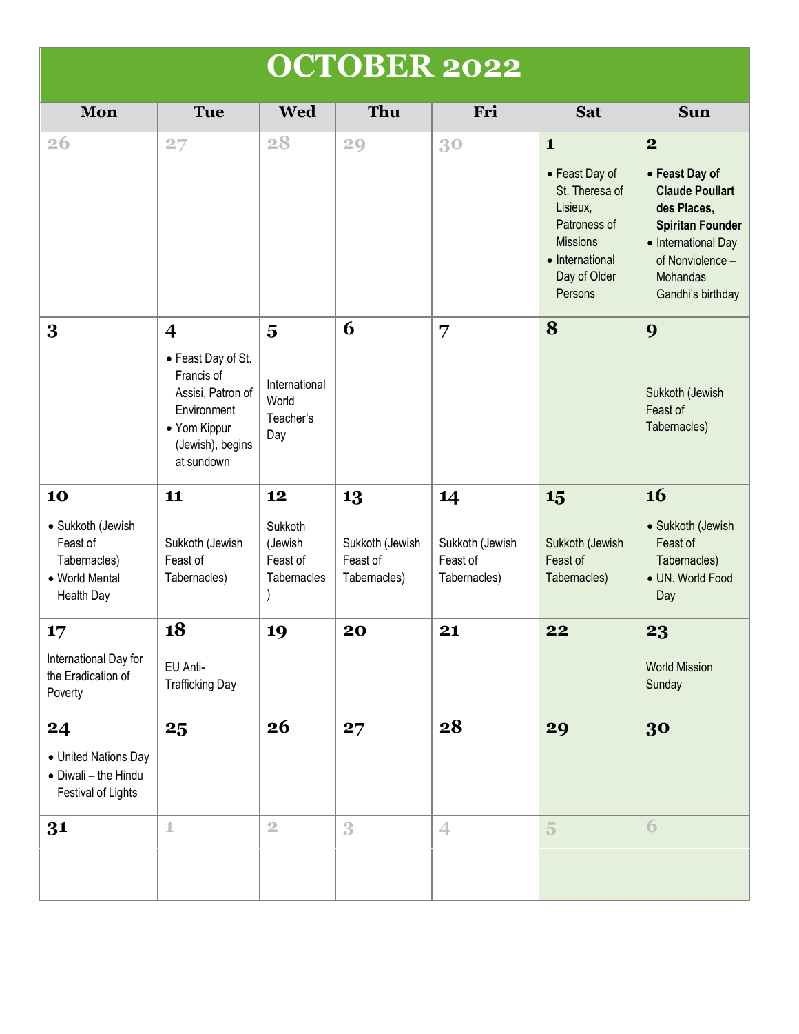# OCTOBER 2022

| Mon | Tue | Wed | Thu | Fri | Sat | Sun |
|---|---|---|---|---|---|---|
| 26 | 27 | 28 | 29 | 30 | **1**<br>• Feast Day of St. Theresa of Lisieux, Patroness of Missions<br>• International Day of Older Persons | **2**<br>• **Feast Day of Claude Poullart des Places, Spiritan Founder**<br>• International Day of Nonviolence – Mohandas Gandhi's birthday |
| **3** | **4**<br>• Feast Day of St. Francis of Assisi, Patron of Environment<br>• Yom Kippur (Jewish), begins at sundown | **5**<br>International World Teacher's Day | **6** | **7** | **8** | **9**<br>Sukkoth (Jewish Feast of Tabernacles) |
| **10**<br>• Sukkoth (Jewish Feast of Tabernacles)<br>• World Mental Health Day | **11**<br>Sukkoth (Jewish Feast of Tabernacles) | **12**<br>Sukkoth (Jewish Feast of Tabernacles) | **13**<br>Sukkoth (Jewish Feast of Tabernacles) | **14**<br>Sukkoth (Jewish Feast of Tabernacles) | **15**<br>Sukkoth (Jewish Feast of Tabernacles) | **16**<br>• Sukkoth (Jewish Feast of Tabernacles)<br>• UN. World Food Day |
| **17**<br>International Day for the Eradication of Poverty | **18**<br>EU Anti-Trafficking Day | **19** | **20** | **21** | **22** | **23**<br>World Mission Sunday |
| **24**<br>• United Nations Day<br>• Diwali – the Hindu Festival of Lights | **25** | **26** | **27** | **28** | **29** | **30** |
| **31** | 1 | 2 | 3 | 4 | 5 | 6 |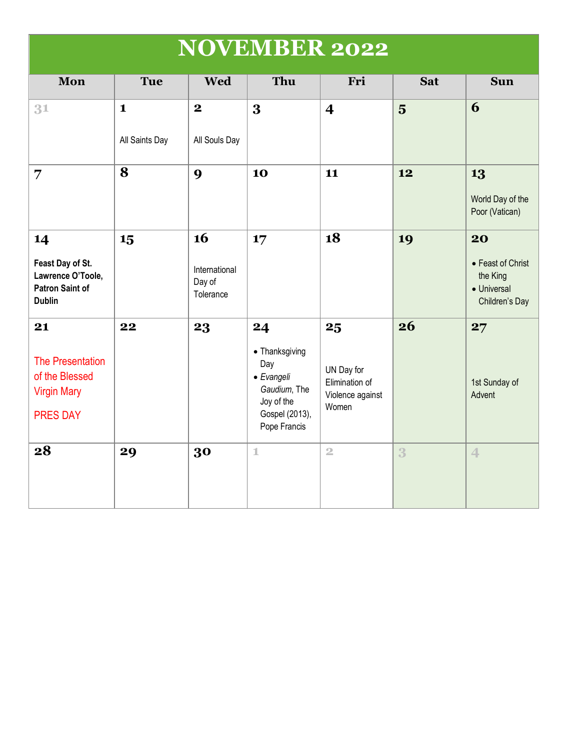# NOVEMBER 2022

| Mon | Tue | Wed | Thu | Fri | Sat | Sun |
|---|---|---|---|---|---|---|
| 31 | 1<br>All Saints Day | 2<br>All Souls Day | 3 | 4 | 5 | 6 |
| 7 | 8 | 9 | 10 | 11 | 12 | 13<br>World Day of the Poor (Vatican) |
| 14<br>**Feast Day of St. Lawrence O'Toole, Patron Saint of Dublin** | 15 | 16<br>International Day of Tolerance | 17 | 18 | 19 | 20<br>• Feast of Christ the King<br>• Universal Children's Day |
| 21<br>The Presentation of the Blessed Virgin Mary<br>PRES DAY | 22 | 23 | 24<br>• Thanksgiving Day<br>• *Evangeli Gaudium*, The Joy of the Gospel (2013), Pope Francis | 25<br>UN Day for Elimination of Violence against Women | 26 | 27<br>1st Sunday of Advent |
| 28 | 29 | 30 | 1 | 2 | 3 | 4 |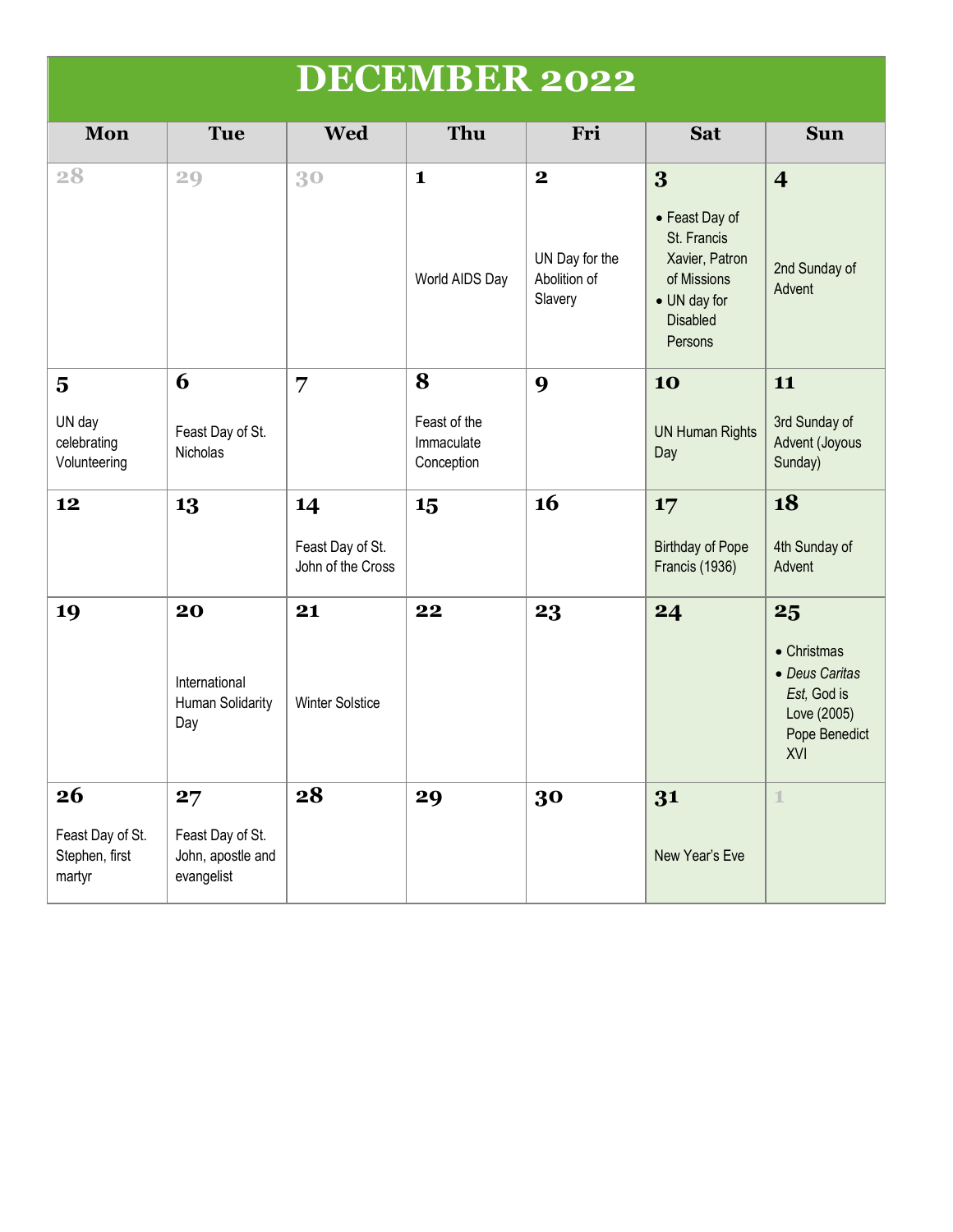# DECEMBER 2022

| Mon | Tue | Wed | Thu | Fri | Sat | Sun |
|---|---|---|---|---|---|---|
| 28 | 29 | 30 | 1<br><br>World AIDS Day | 2<br><br>UN Day for the Abolition of Slavery | 3<br><br>• Feast Day of St. Francis Xavier, Patron of Missions<br>• UN day for Disabled Persons | 4<br><br>2nd Sunday of Advent |
| 5<br><br>UN day celebrating Volunteering | 6<br><br>Feast Day of St. Nicholas | 7 | 8<br><br>Feast of the Immaculate Conception | 9 | 10<br><br>UN Human Rights Day | 11<br><br>3rd Sunday of Advent (Joyous Sunday) |
| 12 | 13 | 14<br><br>Feast Day of St. John of the Cross | 15 | 16 | 17<br><br>Birthday of Pope Francis (1936) | 18<br><br>4th Sunday of Advent |
| 19 | 20<br><br>International Human Solidarity Day | 21<br><br>Winter Solstice | 22 | 23 | 24 | 25<br><br>• Christmas<br>• *Deus Caritas Est,* God is Love (2005) Pope Benedict XVI |
| 26<br><br>Feast Day of St. Stephen, first martyr | 27<br><br>Feast Day of St. John, apostle and evangelist | 28 | 29 | 30 | 31<br><br>New Year's Eve | 1 |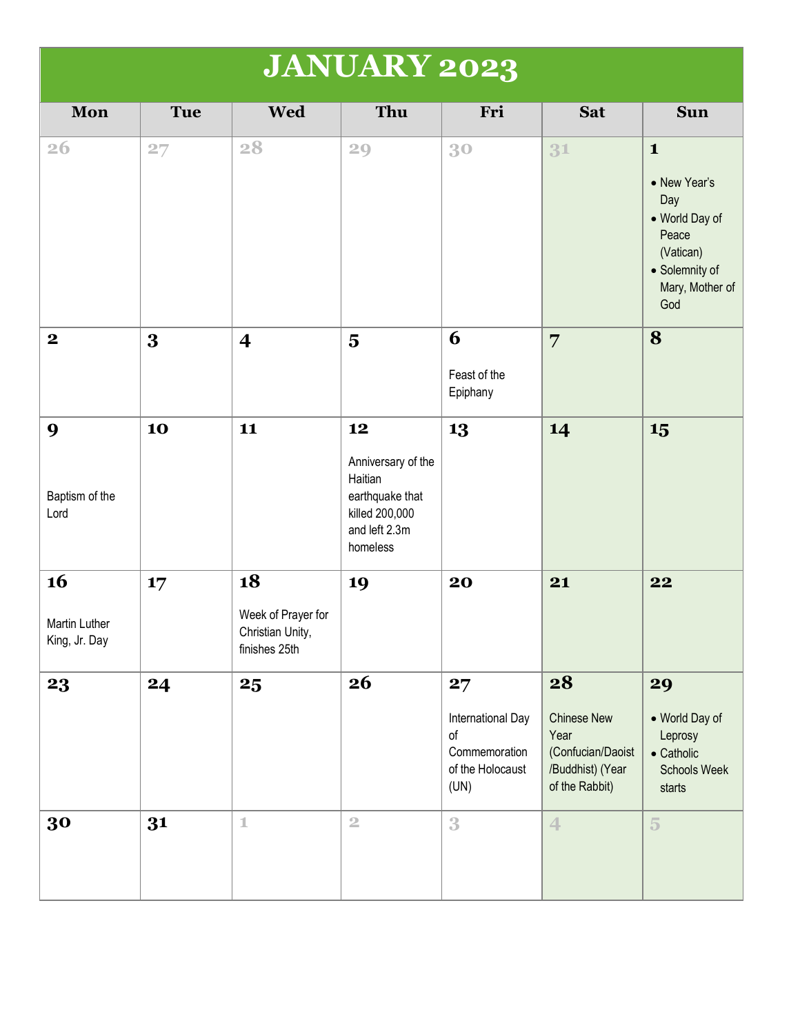# JANUARY 2023

| Mon | Tue | Wed | Thu | Fri | Sat | Sun |
|---|---|---|---|---|---|---|
| 26 | 27 | 28 | 29 | 30 | 31 | **1**<br>• New Year's Day<br>• World Day of Peace (Vatican)<br>• Solemnity of Mary, Mother of God |
| **2** | **3** | **4** | **5** | **6**<br>Feast of the Epiphany | **7** | **8** |
| **9**<br>Baptism of the Lord | **10** | **11** | **12**<br>Anniversary of the Haitian earthquake that killed 200,000 and left 2.3m homeless | **13** | **14** | **15** |
| **16**<br>Martin Luther King, Jr. Day | **17** | **18**<br>Week of Prayer for Christian Unity, finishes 25th | **19** | **20** | **21** | **22** |
| **23** | **24** | **25** | **26** | **27**<br>International Day of Commemoration of the Holocaust (UN) | **28**<br>Chinese New Year (Confucian/Daoist /Buddhist) (Year of the Rabbit) | **29**<br>• World Day of Leprosy<br>• Catholic Schools Week starts |
| **30** | **31** | 1 | 2 | 3 | 4 | 5 |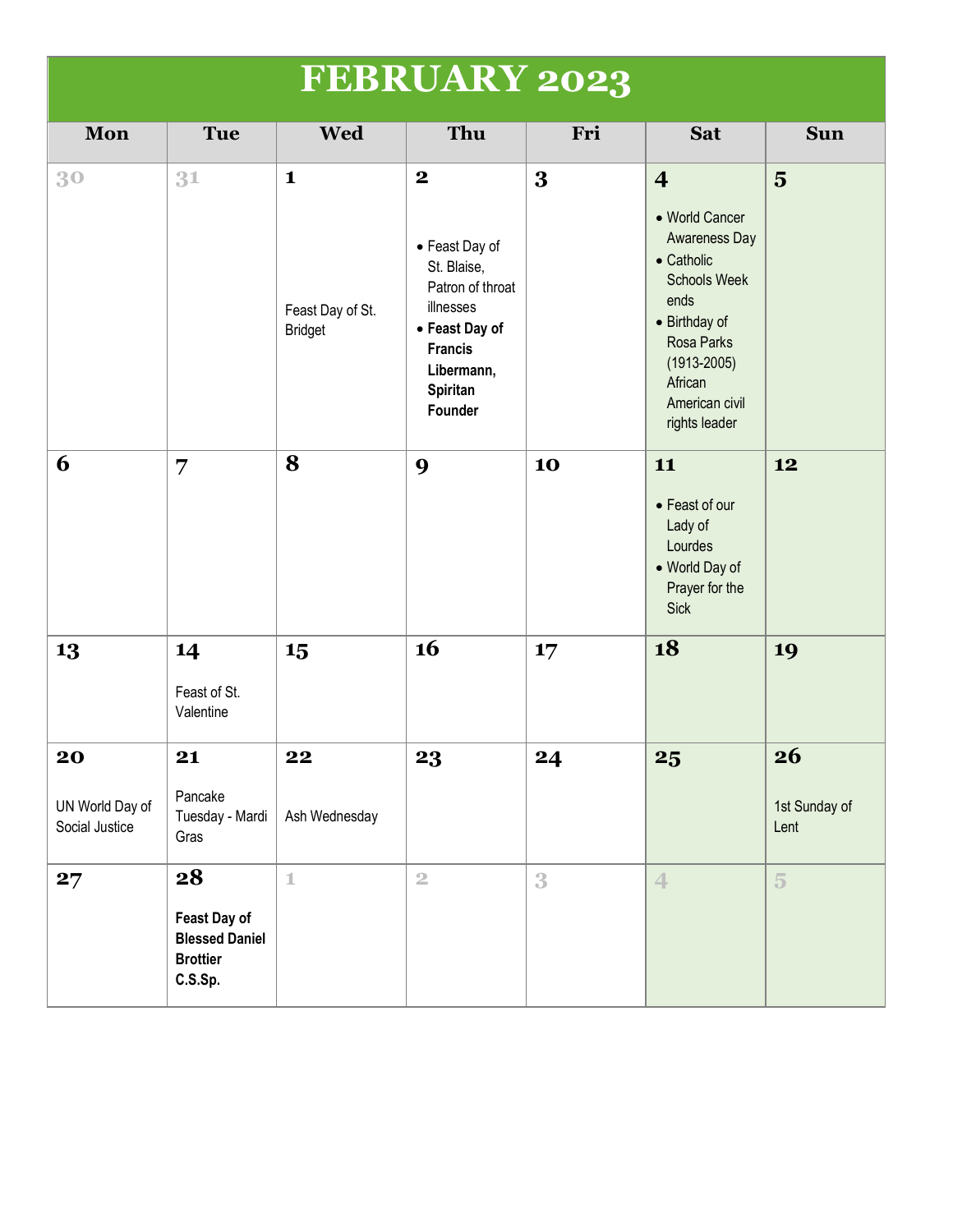# FEBRUARY 2023

| Mon | Tue | Wed | Thu | Fri | Sat | Sun |
|---|---|---|---|---|---|---|
| 30 | 31 | 1<br><br>Feast Day of St. Bridget | 2<br><br>• Feast Day of St. Blaise, Patron of throat illnesses<br>• **Feast Day of Francis Libermann, Spiritan Founder** | 3 | 4<br><br>• World Cancer Awareness Day<br>• Catholic Schools Week ends<br>• Birthday of Rosa Parks (1913-2005) African American civil rights leader | 5 |
| 6 | 7 | 8 | 9 | 10 | 11<br><br>• Feast of our Lady of Lourdes<br>• World Day of Prayer for the Sick | 12 |
| 13 | 14<br><br>Feast of St. Valentine | 15 | 16 | 17 | 18 | 19 |
| 20<br><br>UN World Day of Social Justice | 21<br><br>Pancake Tuesday - Mardi Gras | 22<br><br>Ash Wednesday | 23 | 24 | 25 | 26<br><br>1st Sunday of Lent |
| 27 | 28<br><br>**Feast Day of Blessed Daniel Brottier C.S.Sp.** | 1 | 2 | 3 | 4 | 5 |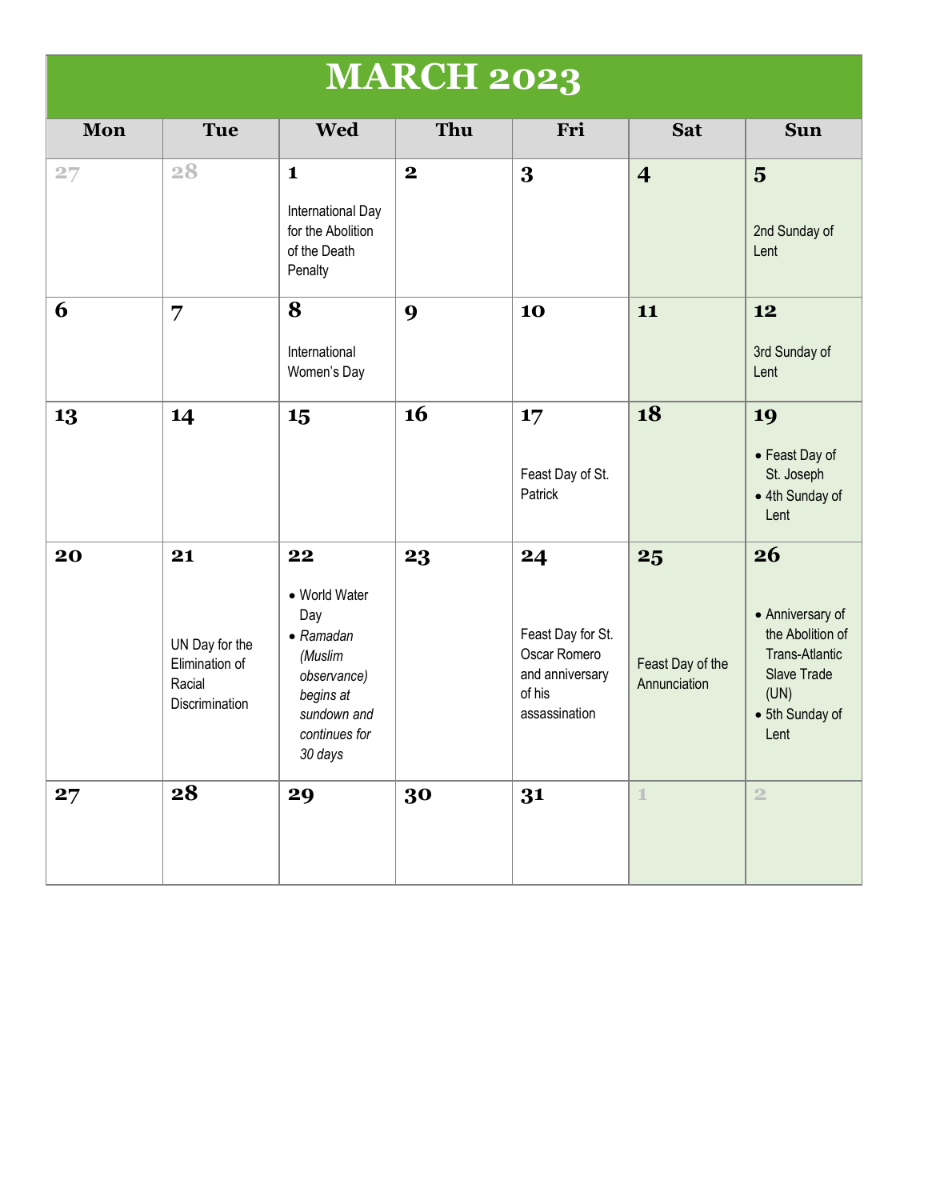# MARCH 2023

| Mon | Tue | Wed | Thu | Fri | Sat | Sun |
|---|---|---|---|---|---|---|
| 27 | 28 | **1** International Day for the Abolition of the Death Penalty | **2** | **3** | **4** | **5** 2nd Sunday of Lent |
| **6** | **7** | **8** International Women's Day | **9** | **10** | **11** | **12** 3rd Sunday of Lent |
| **13** | **14** | **15** | **16** | **17** Feast Day of St. Patrick | **18** | **19** • Feast Day of St. Joseph • 4th Sunday of Lent |
| **20** | **21** UN Day for the Elimination of Racial Discrimination | **22** • World Water Day • *Ramadan (Muslim observance) begins at sundown and continues for 30 days* | **23** | **24** Feast Day for St. Oscar Romero and anniversary of his assassination | **25** Feast Day of the Annunciation | **26** • Anniversary of the Abolition of Trans-Atlantic Slave Trade (UN) • 5th Sunday of Lent |
| **27** | **28** | **29** | **30** | **31** | 1 | 2 |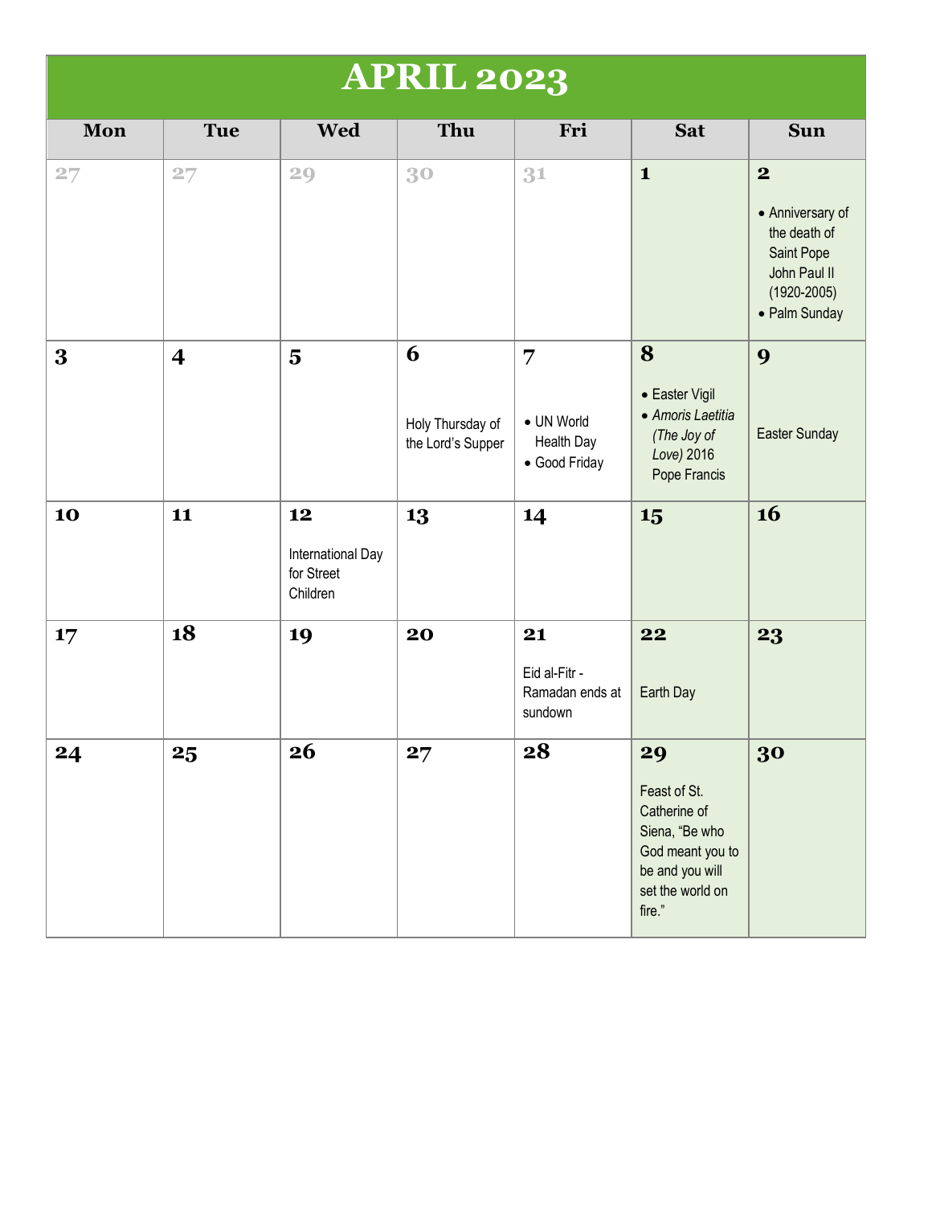# APRIL 2023

| Mon | Tue | Wed | Thu | Fri | Sat | Sun |
|---|---|---|---|---|---|---|
| 27 | 27 | 29 | 30 | 31 | 1 | 2<br>• Anniversary of the death of Saint Pope John Paul II (1920-2005)<br>• Palm Sunday |
| 3 | 4 | 5 | 6<br>Holy Thursday of the Lord's Supper | 7<br>• UN World Health Day<br>• Good Friday | 8<br>• Easter Vigil<br>• *Amoris Laetitia (The Joy of Love)* 2016 Pope Francis | 9<br>Easter Sunday |
| 10 | 11 | 12<br>International Day for Street Children | 13 | 14 | 15 | 16 |
| 17 | 18 | 19 | 20 | 21<br>Eid al-Fitr - Ramadan ends at sundown | 22<br>Earth Day | 23 |
| 24 | 25 | 26 | 27 | 28 | 29<br>Feast of St. Catherine of Siena, "Be who God meant you to be and you will set the world on fire." | 30 |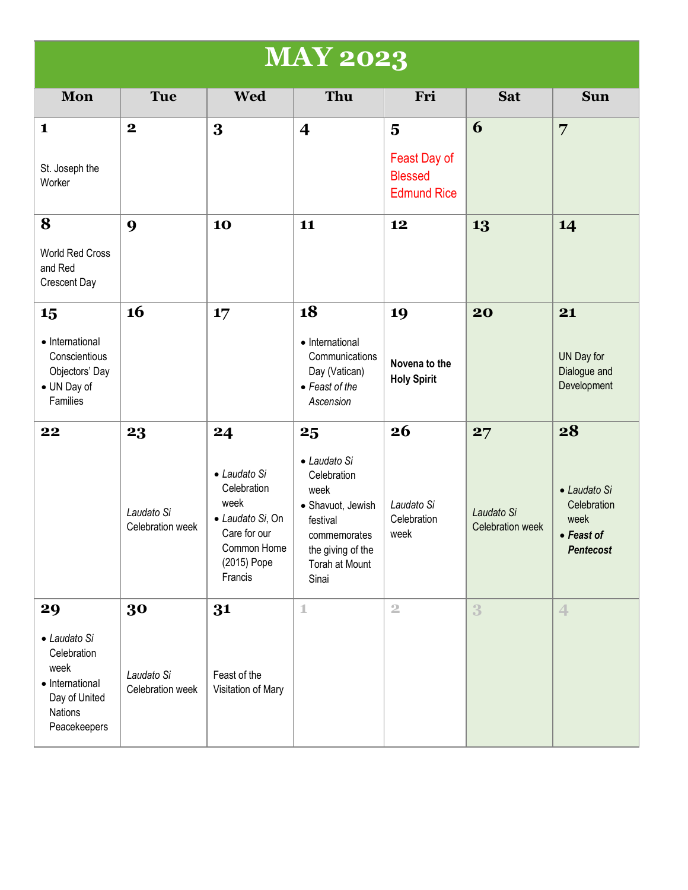# MAY 2023

| Mon | Tue | Wed | Thu | Fri | Sat | Sun |
|---|---|---|---|---|---|---|
| **1** St. Joseph the Worker | **2** | **3** | **4** | **5** Feast Day of Blessed Edmund Rice | **6** | **7** |
| **8** World Red Cross and Red Crescent Day | **9** | **10** | **11** | **12** | **13** | **14** |
| **15** • International Conscientious Objectors' Day • UN Day of Families | **16** | **17** | **18** • International Communications Day (Vatican) • *Feast of the Ascension* | **19** **Novena to the Holy Spirit** | **20** | **21** UN Day for Dialogue and Development |
| **22** | **23** *Laudato Si* Celebration week | **24** • *Laudato Si* Celebration week • *Laudato Si*, On Care for our Common Home (2015) Pope Francis | **25** • *Laudato Si* Celebration week • Shavuot, Jewish festival commemorates the giving of the Torah at Mount Sinai | **26** *Laudato Si* Celebration week | **27** *Laudato Si* Celebration week | **28** • *Laudato Si* Celebration week • ***Feast of Pentecost*** |
| **29** • *Laudato Si* Celebration week • International Day of United Nations Peacekeepers | **30** *Laudato Si* Celebration week | **31** Feast of the Visitation of Mary | 1 | 2 | 3 | 4 |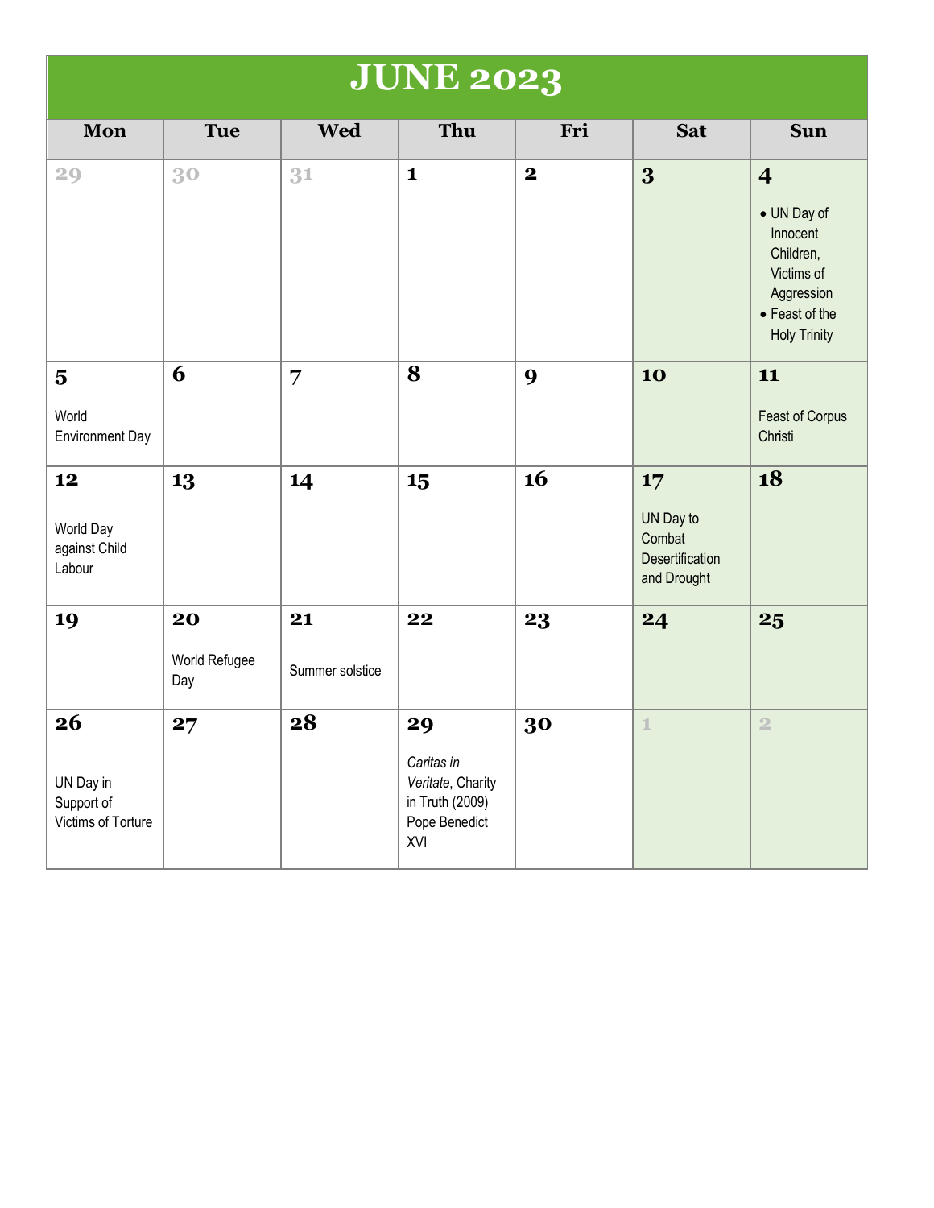# JUNE 2023

| Mon | Tue | Wed | Thu | Fri | Sat | Sun |
|---|---|---|---|---|---|---|
| 29 | 30 | 31 | **1** | **2** | **3** | **4**<br>• UN Day of Innocent Children, Victims of Aggression<br>• Feast of the Holy Trinity |
| **5**<br>World Environment Day | **6** | **7** | **8** | **9** | **10** | **11**<br>Feast of Corpus Christi |
| **12**<br>World Day against Child Labour | **13** | **14** | **15** | **16** | **17**<br>UN Day to Combat Desertification and Drought | **18** |
| **19** | **20**<br>World Refugee Day | **21**<br>Summer solstice | **22** | **23** | **24** | **25** |
| **26**<br>UN Day in Support of Victims of Torture | **27** | **28** | **29**<br>*Caritas in Veritate*, Charity in Truth (2009) Pope Benedict XVI | **30** | 1 | 2 |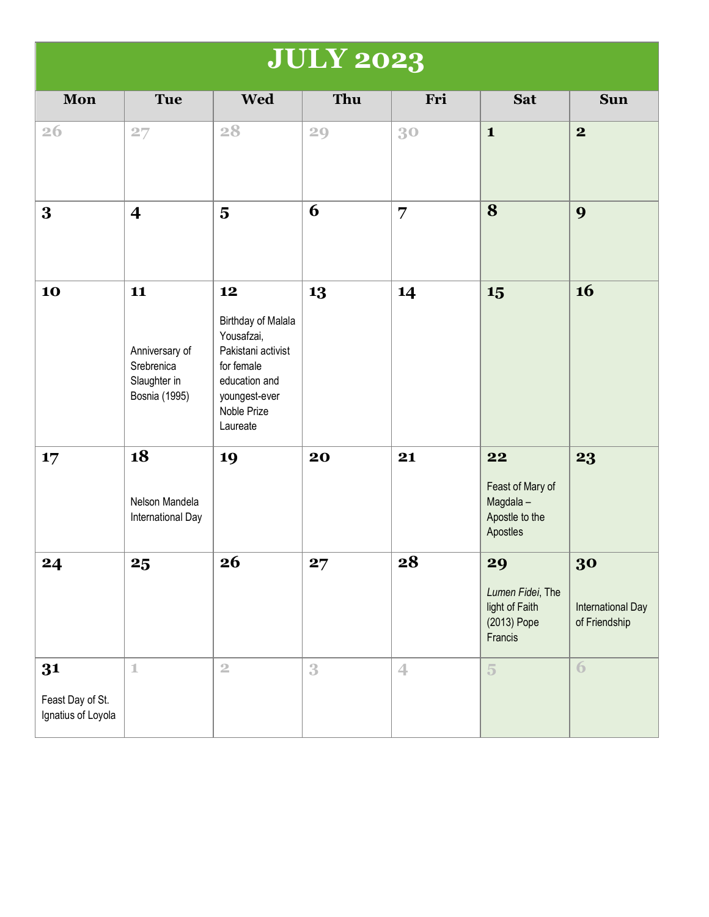# JULY 2023

| Mon | Tue | Wed | Thu | Fri | Sat | Sun |
|---|---|---|---|---|---|---|
| 26 | 27 | 28 | 29 | 30 | **1** | **2** |
| **3** | **4** | **5** | **6** | **7** | **8** | **9** |
| **10** | **11** Anniversary of Srebrenica Slaughter in Bosnia (1995) | **12** Birthday of Malala Yousafzai, Pakistani activist for female education and youngest-ever Noble Prize Laureate | **13** | **14** | **15** | **16** |
| **17** | **18** Nelson Mandela International Day | **19** | **20** | **21** | **22** Feast of Mary of Magdala – Apostle to the Apostles | **23** |
| **24** | **25** | **26** | **27** | **28** | **29** *Lumen Fidei*, The light of Faith (2013) Pope Francis | **30** International Day of Friendship |
| **31** Feast Day of St. Ignatius of Loyola | 1 | 2 | 3 | 4 | 5 | 6 |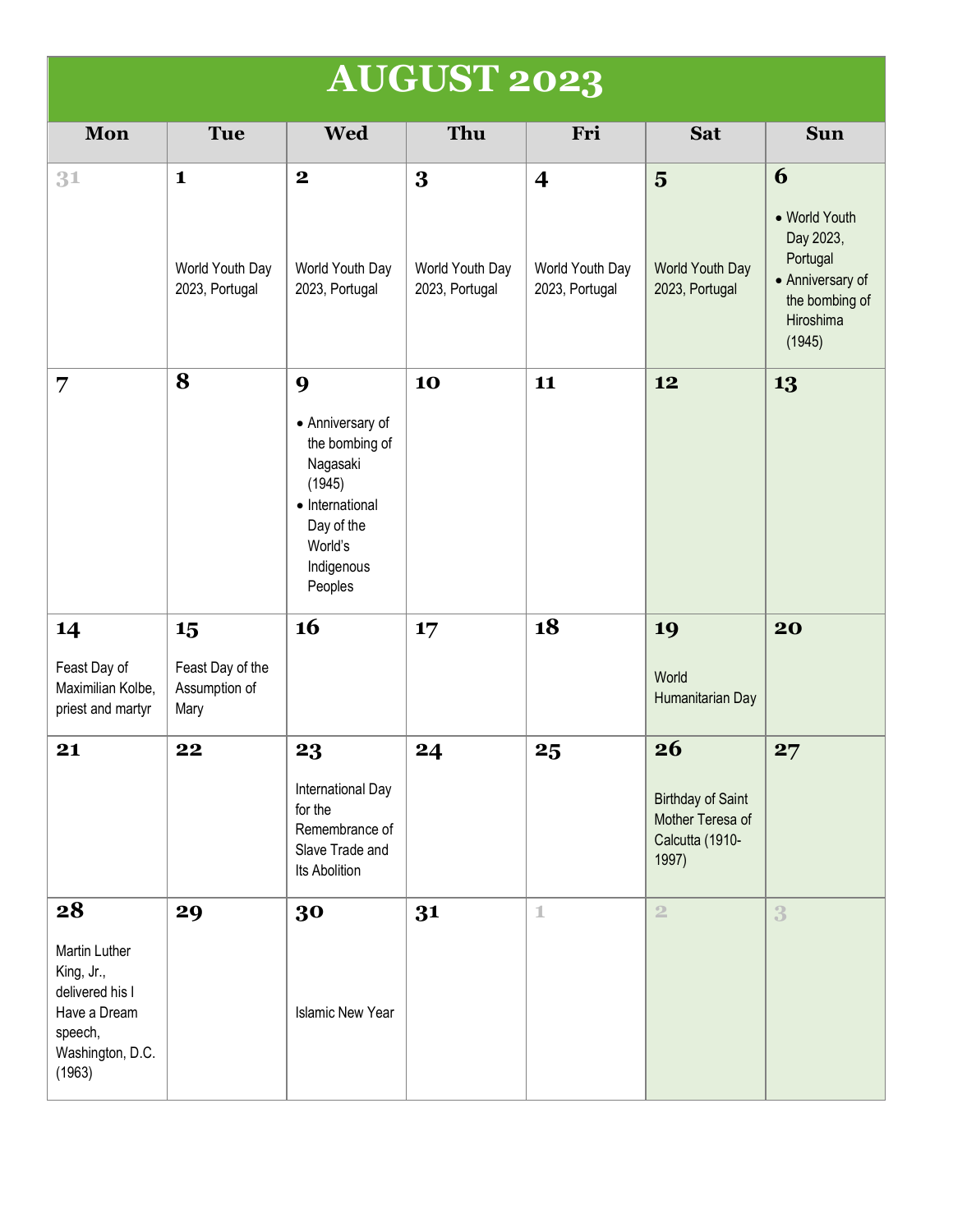# AUGUST 2023

| Mon | Tue | Wed | Thu | Fri | Sat | Sun |
|---|---|---|---|---|---|---|
| 31 | 1<br>World Youth Day 2023, Portugal | 2<br>World Youth Day 2023, Portugal | 3<br>World Youth Day 2023, Portugal | 4<br>World Youth Day 2023, Portugal | 5<br>World Youth Day 2023, Portugal | 6<br>• World Youth Day 2023, Portugal<br>• Anniversary of the bombing of Hiroshima (1945) |
| 7 | 8 | 9<br>• Anniversary of the bombing of Nagasaki (1945)<br>• International Day of the World's Indigenous Peoples | 10 | 11 | 12 | 13 |
| 14<br>Feast Day of Maximilian Kolbe, priest and martyr | 15<br>Feast Day of the Assumption of Mary | 16 | 17 | 18 | 19<br>World Humanitarian Day | 20 |
| 21 | 22 | 23<br>International Day for the Remembrance of Slave Trade and Its Abolition | 24 | 25 | 26<br>Birthday of Saint Mother Teresa of Calcutta (1910-1997) | 27 |
| 28<br>Martin Luther King, Jr., delivered his I Have a Dream speech, Washington, D.C. (1963) | 29 | 30<br>Islamic New Year | 31 | 1 | 2 | 3 |